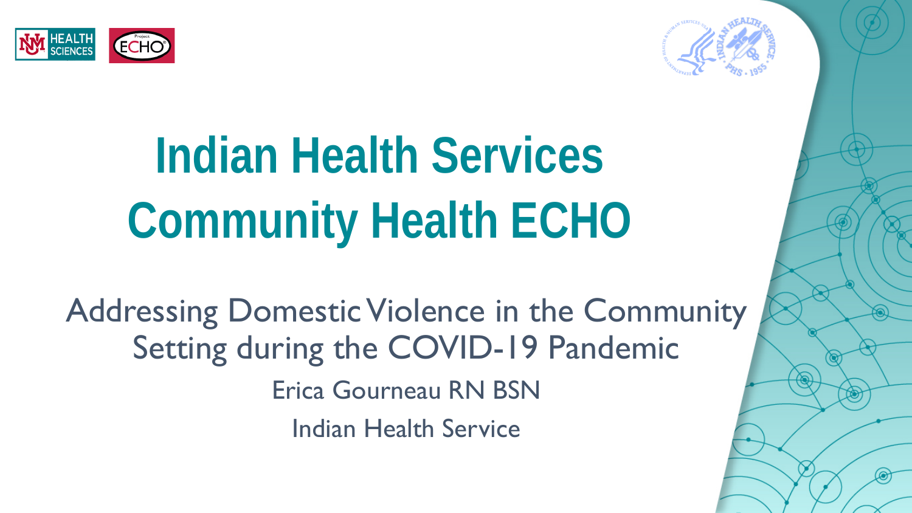# Indian Health Services Community Health ECHO

## Addressing Domestic Violence in the Community Setting during the COVID-19 Pandemic

Erica Gourneau RN BSN

Indian Health Service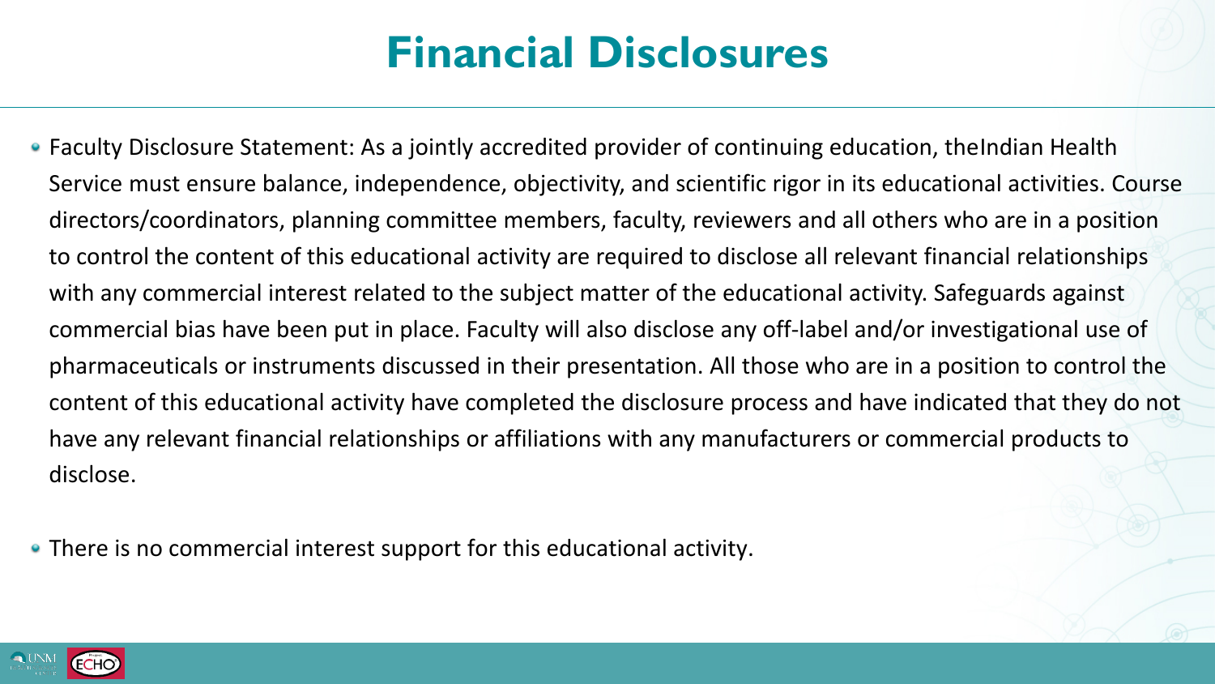# Financial Disclosures

- Faculty Disclosure Statement: As a jointly accredited provider of continuing education, theIndian Health Service must ensure balance, independence, objectivity, and scientific rigor in its educational activities. Course directors/coordinators, planning committee members, faculty, reviewers and all others who are in a position to control the content of this educational activity are required to disclose all relevant financial relationships with any commercial interest related to the subject matter of the educational activity. Safeguards against commercial bias have been put in place. Faculty will also disclose any off-label and/or investigational use of pharmaceuticals or instruments discussed in their presentation. All those who are in a position to control the content of this educational activity have completed the disclosure process and have indicated that they do not have any relevant financial relationships or affiliations with any manufacturers or commercial products to disclose.

- There is no commercial interest support for this educational activity.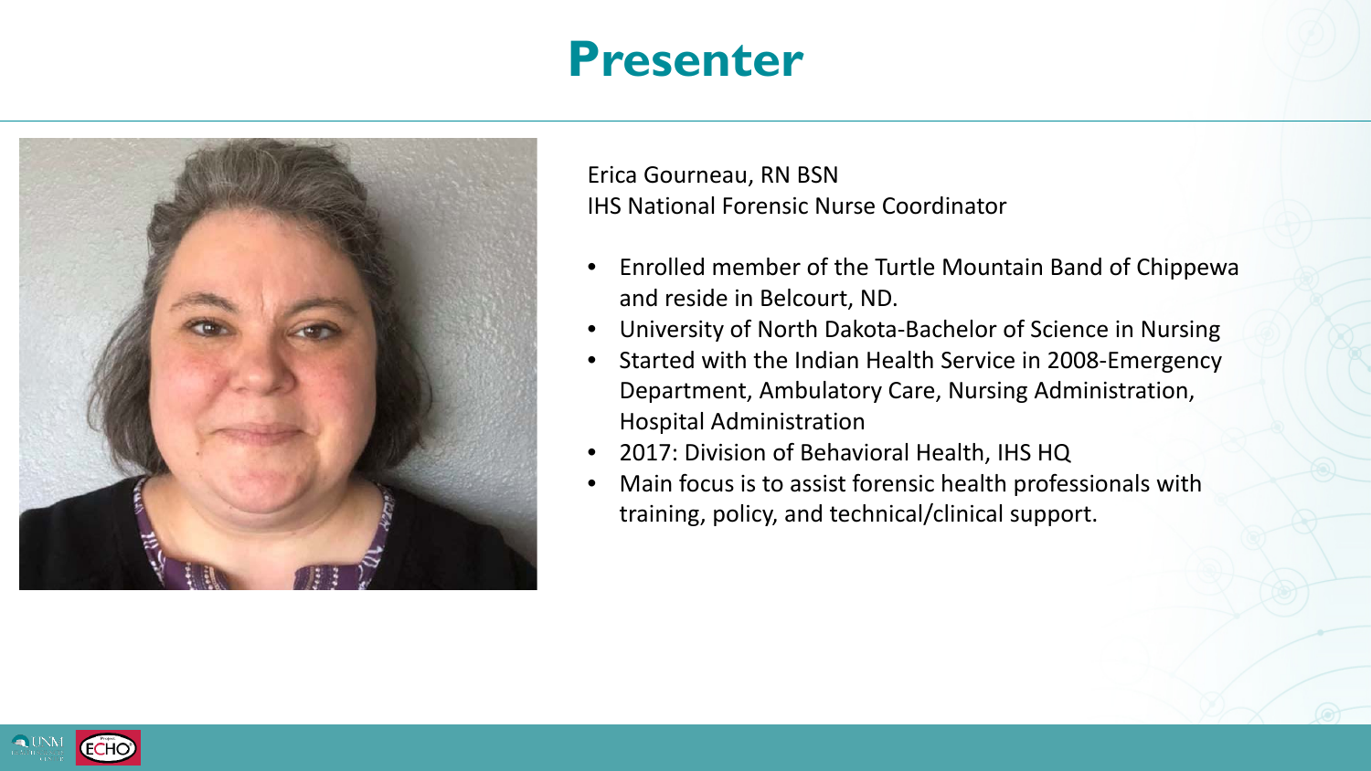# Presenter

Erica Gourneau, RN BSN
IHS National Forensic Nurse Coordinator

- Enrolled member of the Turtle Mountain Band of Chippewa and reside in Belcourt, ND.
- University of North Dakota-Bachelor of Science in Nursing
- Started with the Indian Health Service in 2008-Emergency Department, Ambulatory Care, Nursing Administration, Hospital Administration
- 2017: Division of Behavioral Health, IHS HQ
- Main focus is to assist forensic health professionals with training, policy, and technical/clinical support.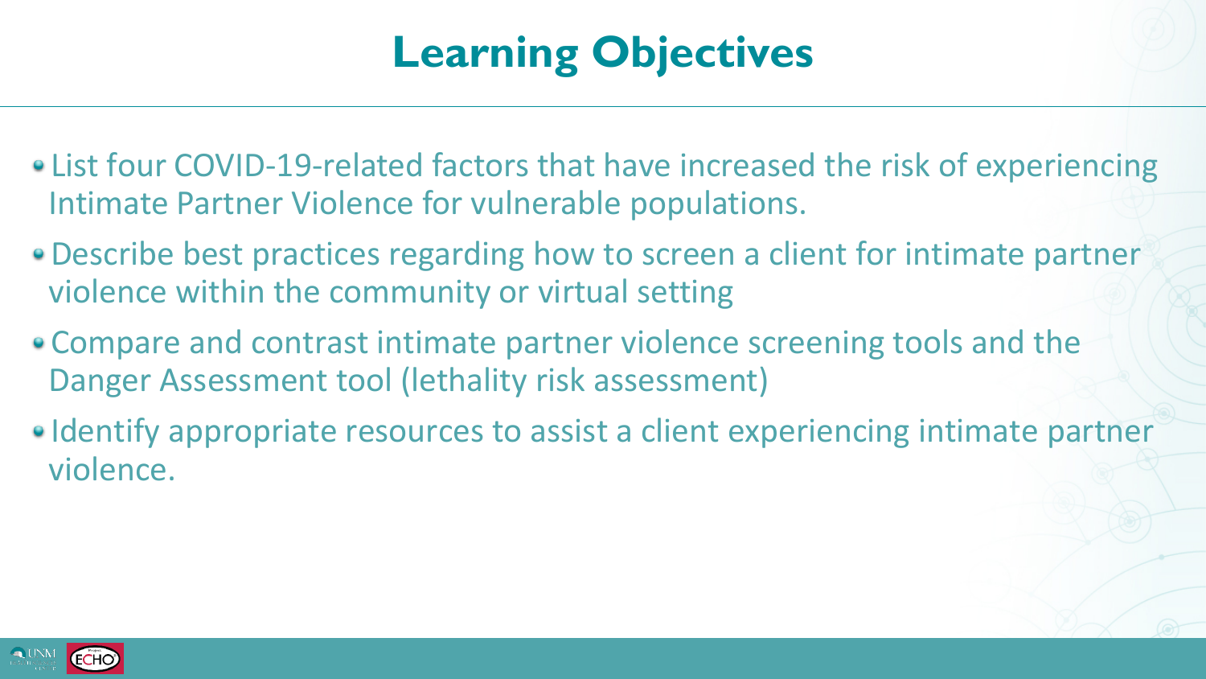# Learning Objectives

- List four COVID-19-related factors that have increased the risk of experiencing Intimate Partner Violence for vulnerable populations.
- Describe best practices regarding how to screen a client for intimate partner violence within the community or virtual setting
- Compare and contrast intimate partner violence screening tools and the Danger Assessment tool (lethality risk assessment)
- Identify appropriate resources to assist a client experiencing intimate partner violence.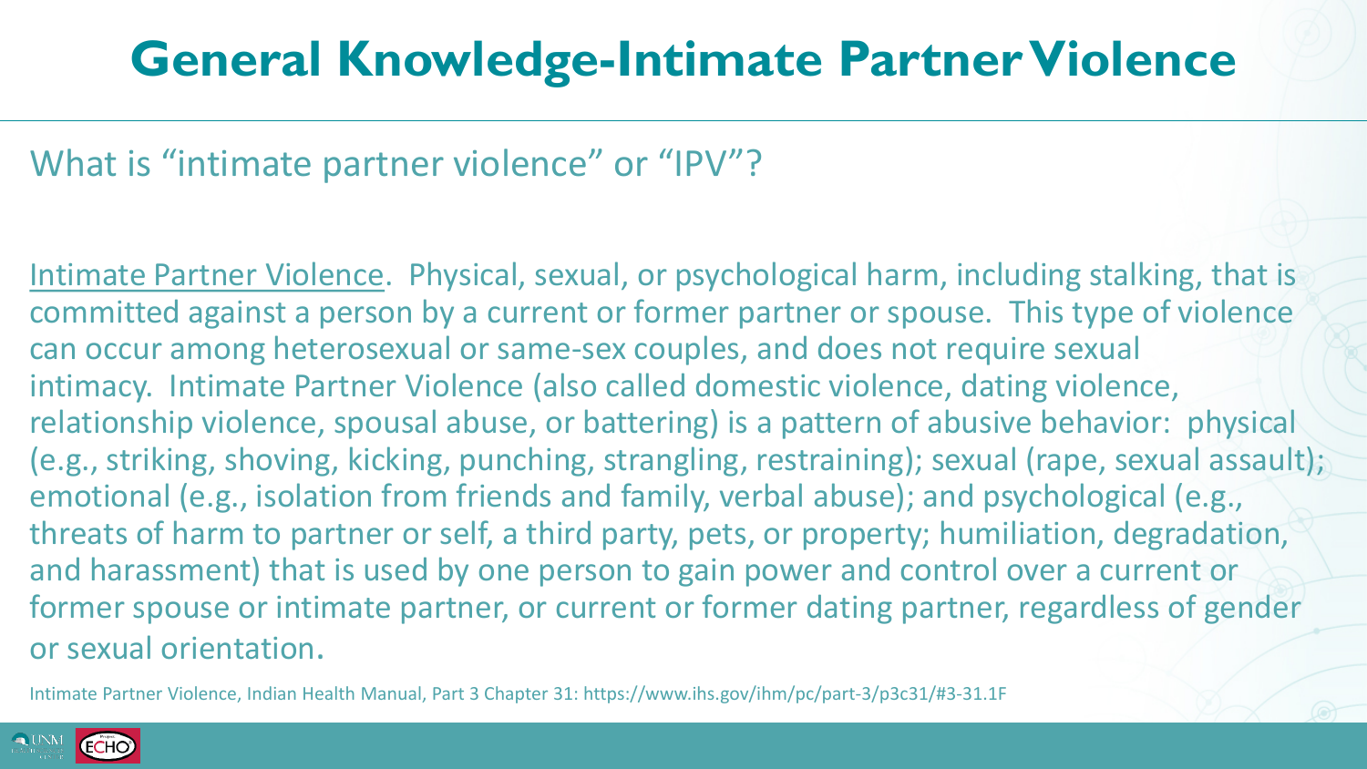# General Knowledge-Intimate Partner Violence

What is "intimate partner violence" or "IPV"?

Intimate Partner Violence. Physical, sexual, or psychological harm, including stalking, that is committed against a person by a current or former partner or spouse. This type of violence can occur among heterosexual or same-sex couples, and does not require sexual intimacy. Intimate Partner Violence (also called domestic violence, dating violence, relationship violence, spousal abuse, or battering) is a pattern of abusive behavior: physical (e.g., striking, shoving, kicking, punching, strangling, restraining); sexual (rape, sexual assault); emotional (e.g., isolation from friends and family, verbal abuse); and psychological (e.g., threats of harm to partner or self, a third party, pets, or property; humiliation, degradation, and harassment) that is used by one person to gain power and control over a current or former spouse or intimate partner, or current or former dating partner, regardless of gender or sexual orientation.

Intimate Partner Violence, Indian Health Manual, Part 3 Chapter 31: https://www.ihs.gov/ihm/pc/part-3/p3c31/#3-31.1F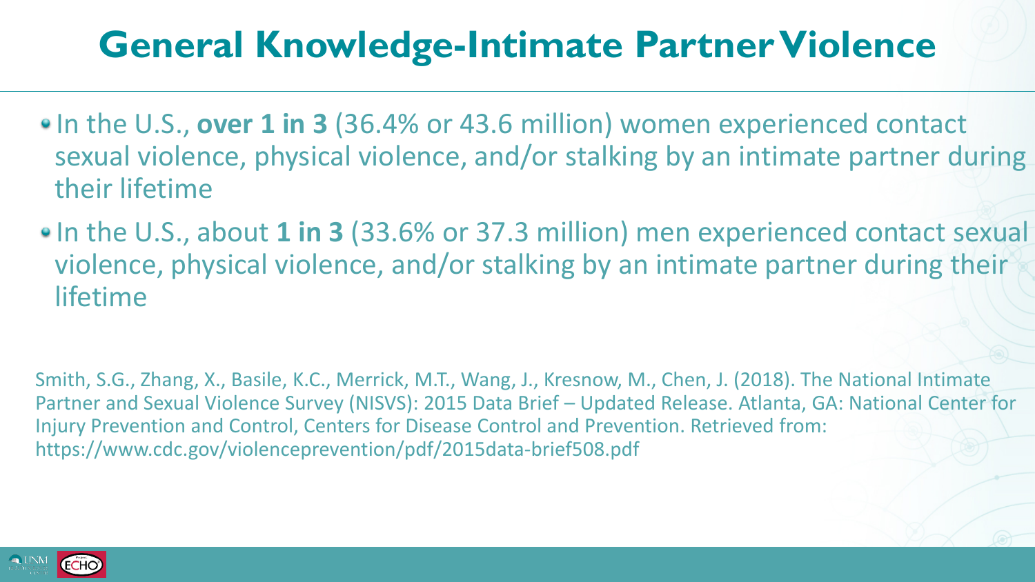# General Knowledge-Intimate Partner Violence

- In the U.S., **over 1 in 3** (36.4% or 43.6 million) women experienced contact sexual violence, physical violence, and/or stalking by an intimate partner during their lifetime
- In the U.S., about **1 in 3** (33.6% or 37.3 million) men experienced contact sexual violence, physical violence, and/or stalking by an intimate partner during their lifetime

Smith, S.G., Zhang, X., Basile, K.C., Merrick, M.T., Wang, J., Kresnow, M., Chen, J. (2018). The National Intimate Partner and Sexual Violence Survey (NISVS): 2015 Data Brief – Updated Release. Atlanta, GA: National Center for Injury Prevention and Control, Centers for Disease Control and Prevention. Retrieved from: https://www.cdc.gov/violenceprevention/pdf/2015data-brief508.pdf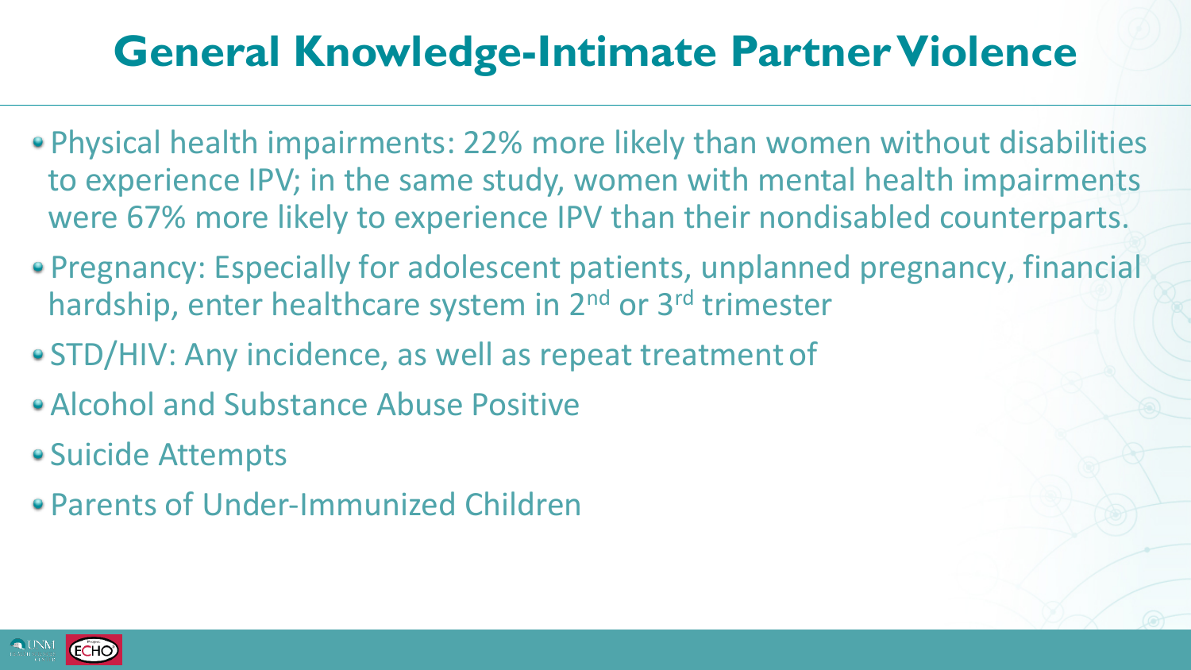# General Knowledge-Intimate Partner Violence

- Physical health impairments: 22% more likely than women without disabilities to experience IPV; in the same study, women with mental health impairments were 67% more likely to experience IPV than their nondisabled counterparts.
- Pregnancy: Especially for adolescent patients, unplanned pregnancy, financial hardship, enter healthcare system in 2nd or 3rd trimester
- STD/HIV: Any incidence, as well as repeat treatment of
- Alcohol and Substance Abuse Positive
- Suicide Attempts
- Parents of Under-Immunized Children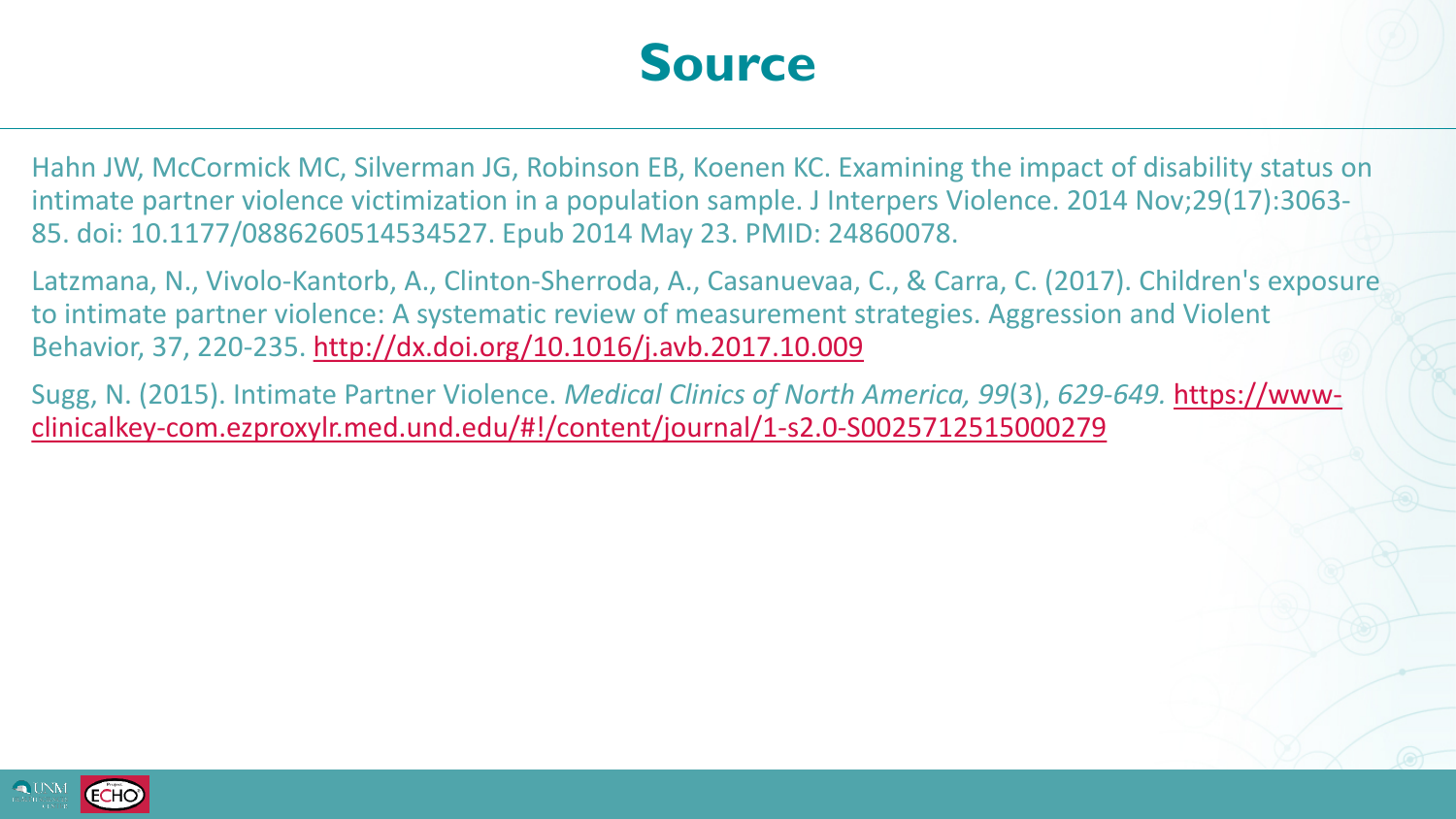# Source

Hahn JW, McCormick MC, Silverman JG, Robinson EB, Koenen KC. Examining the impact of disability status on intimate partner violence victimization in a population sample. J Interpers Violence. 2014 Nov;29(17):3063-85. doi: 10.1177/0886260514534527. Epub 2014 May 23. PMID: 24860078.

Latzmana, N., Vivolo-Kantorb, A., Clinton-Sherroda, A., Casanuevaa, C., & Carra, C. (2017). Children's exposure to intimate partner violence: A systematic review of measurement strategies. Aggression and Violent Behavior, 37, 220-235. [http://dx.doi.org/10.1016/j.avb.2017.10.009](http://dx.doi.org/10.1016/j.avb.2017.10.009)

Sugg, N. (2015). Intimate Partner Violence. *Medical Clinics of North America, 99*(3), *629-649.* [https://www-clinicalkey-com.ezproxylr.med.und.edu/#!/content/journal/1-s2.0-S0025712515000279](https://www-clinicalkey-com.ezproxylr.med.und.edu/#!/content/journal/1-s2.0-S0025712515000279)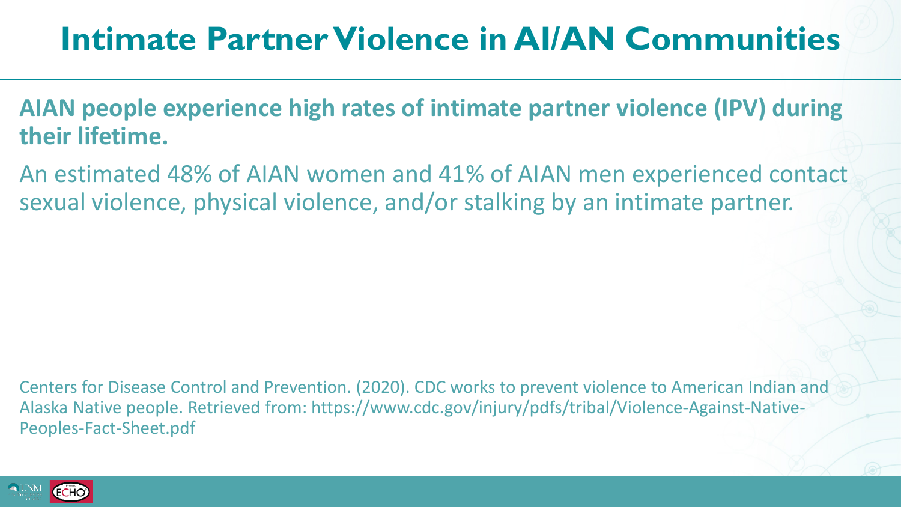# Intimate Partner Violence in AI/AN Communities

**AIAN people experience high rates of intimate partner violence (IPV) during their lifetime.**

An estimated 48% of AIAN women and 41% of AIAN men experienced contact sexual violence, physical violence, and/or stalking by an intimate partner.

Centers for Disease Control and Prevention. (2020). CDC works to prevent violence to American Indian and Alaska Native people. Retrieved from: https://www.cdc.gov/injury/pdfs/tribal/Violence-Against-Native-Peoples-Fact-Sheet.pdf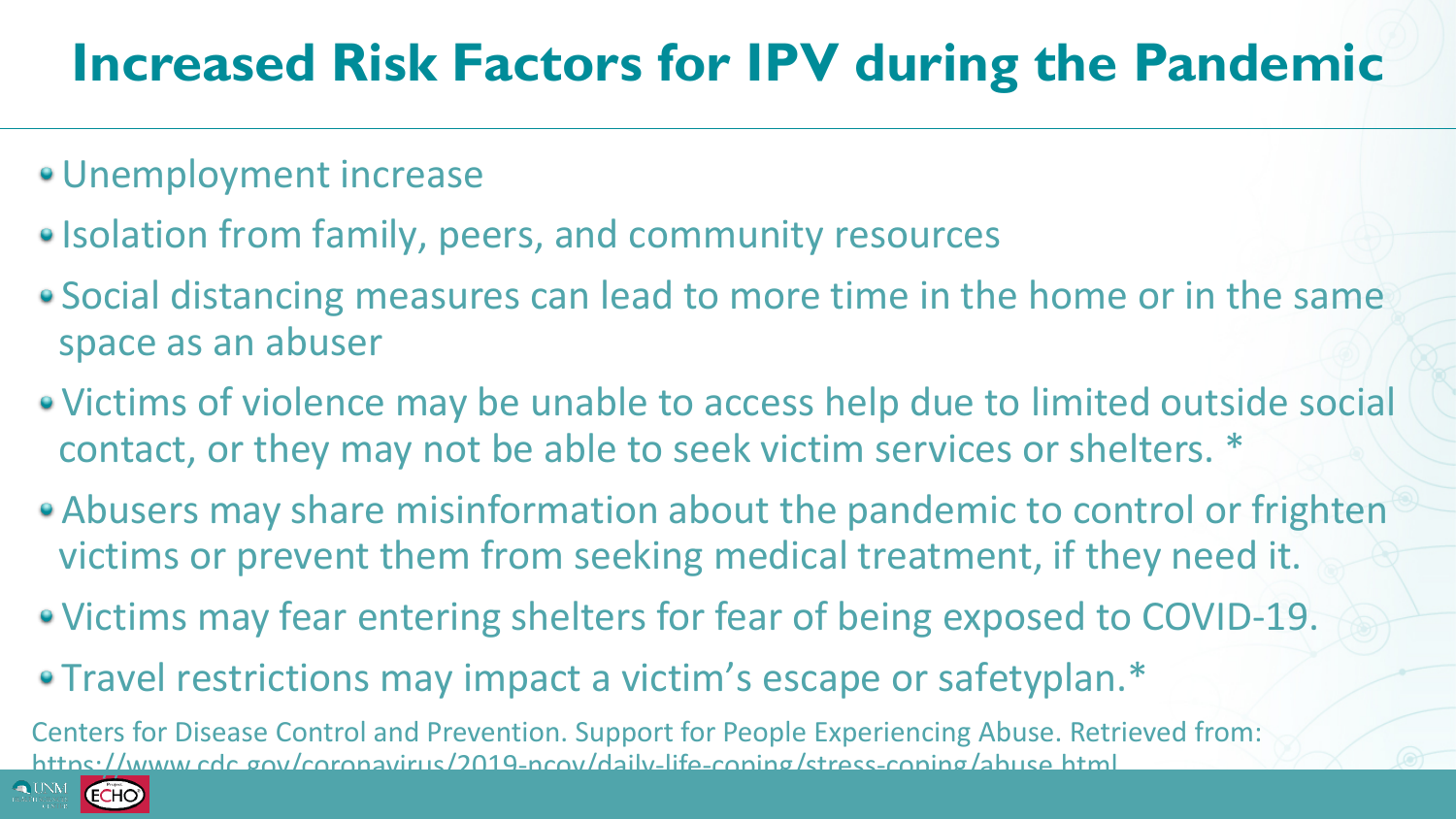# Increased Risk Factors for IPV during the Pandemic

- Unemployment increase
- Isolation from family, peers, and community resources
- Social distancing measures can lead to more time in the home or in the same space as an abuser
- Victims of violence may be unable to access help due to limited outside social contact, or they may not be able to seek victim services or shelters. *
- Abusers may share misinformation about the pandemic to control or frighten victims or prevent them from seeking medical treatment, if they need it.
- Victims may fear entering shelters for fear of being exposed to COVID-19.
- Travel restrictions may impact a victim's escape or safetyplan.*

Centers for Disease Control and Prevention. Support for People Experiencing Abuse. Retrieved from: https://www.cdc.gov/coronavirus/2019-ncov/daily-life-coping/stress-coping/abuse.html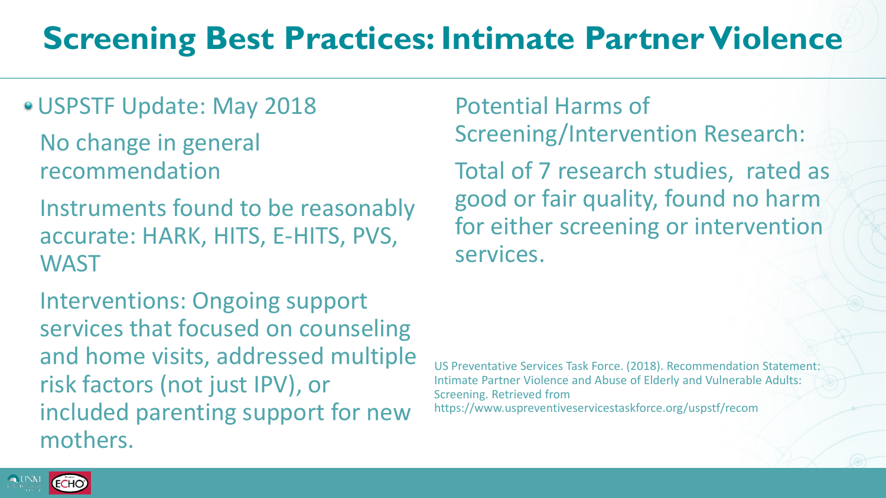# Screening Best Practices: Intimate Partner Violence

- USPSTF Update: May 2018

  No change in general recommendation

  Instruments found to be reasonably accurate: HARK, HITS, E-HITS, PVS, WAST

  Interventions: Ongoing support services that focused on counseling and home visits, addressed multiple risk factors (not just IPV), or included parenting support for new mothers.

Potential Harms of Screening/Intervention Research:

Total of 7 research studies, rated as good or fair quality, found no harm for either screening or intervention services.

US Preventative Services Task Force. (2018). Recommendation Statement: Intimate Partner Violence and Abuse of Elderly and Vulnerable Adults: Screening. Retrieved from https://www.uspreventiveservicestaskforce.org/uspstf/recom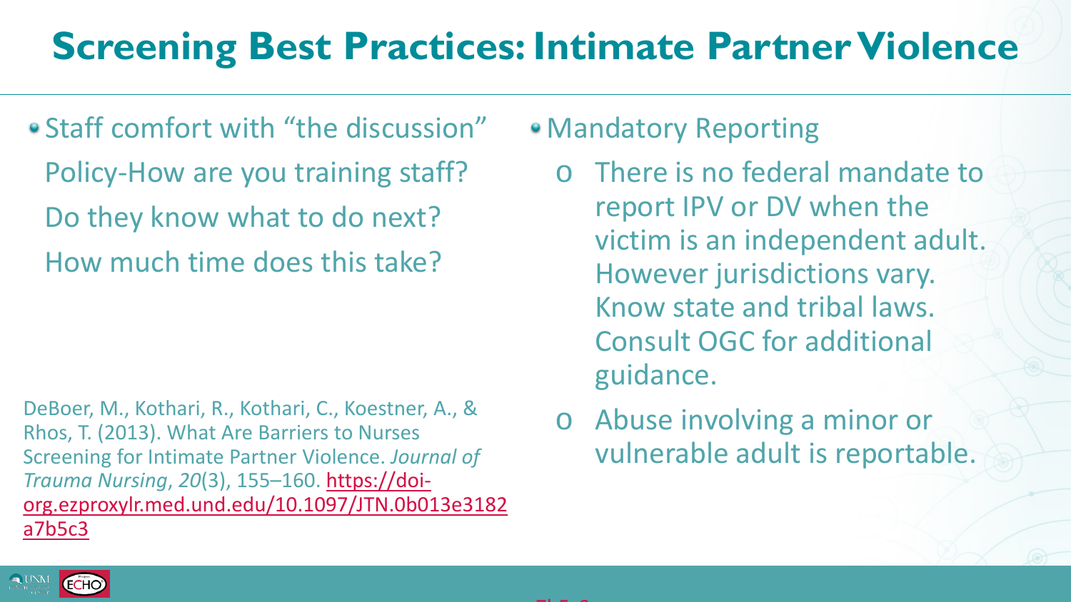# Screening Best Practices: Intimate Partner Violence

- Staff comfort with "the discussion"

  Policy-How are you training staff?

  Do they know what to do next?

  How much time does this take?

DeBoer, M., Kothari, R., Kothari, C., Koestner, A., & Rhos, T. (2013). What Are Barriers to Nurses Screening for Intimate Partner Violence. *Journal of Trauma Nursing*, *20*(3), 155–160. https://doi-org.ezproxylr.med.und.edu/10.1097/JTN.0b013e3182a7b5c3

- Mandatory Reporting
  - There is no federal mandate to report IPV or DV when the victim is an independent adult. However jurisdictions vary. Know state and tribal laws. Consult OGC for additional guidance.
  - Abuse involving a minor or vulnerable adult is reportable.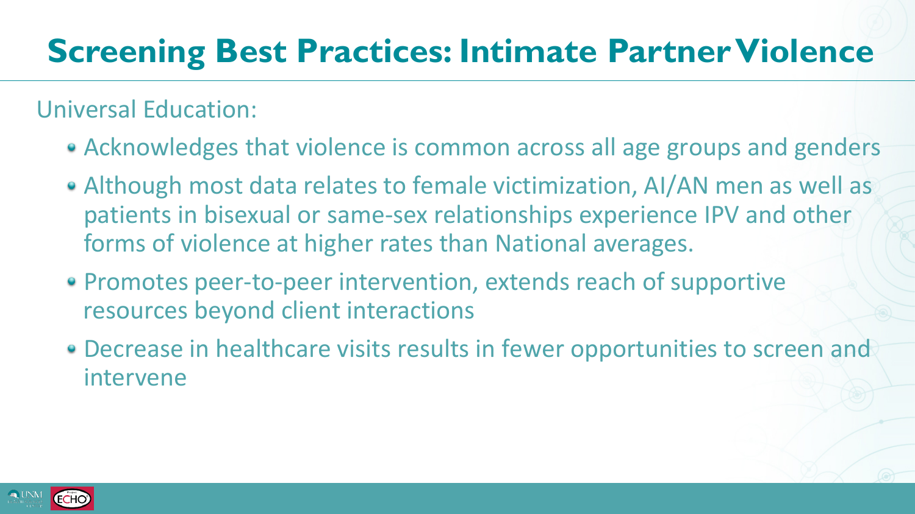# Screening Best Practices: Intimate Partner Violence

Universal Education:

- Acknowledges that violence is common across all age groups and genders
- Although most data relates to female victimization, AI/AN men as well as patients in bisexual or same-sex relationships experience IPV and other forms of violence at higher rates than National averages.
- Promotes peer-to-peer intervention, extends reach of supportive resources beyond client interactions
- Decrease in healthcare visits results in fewer opportunities to screen and intervene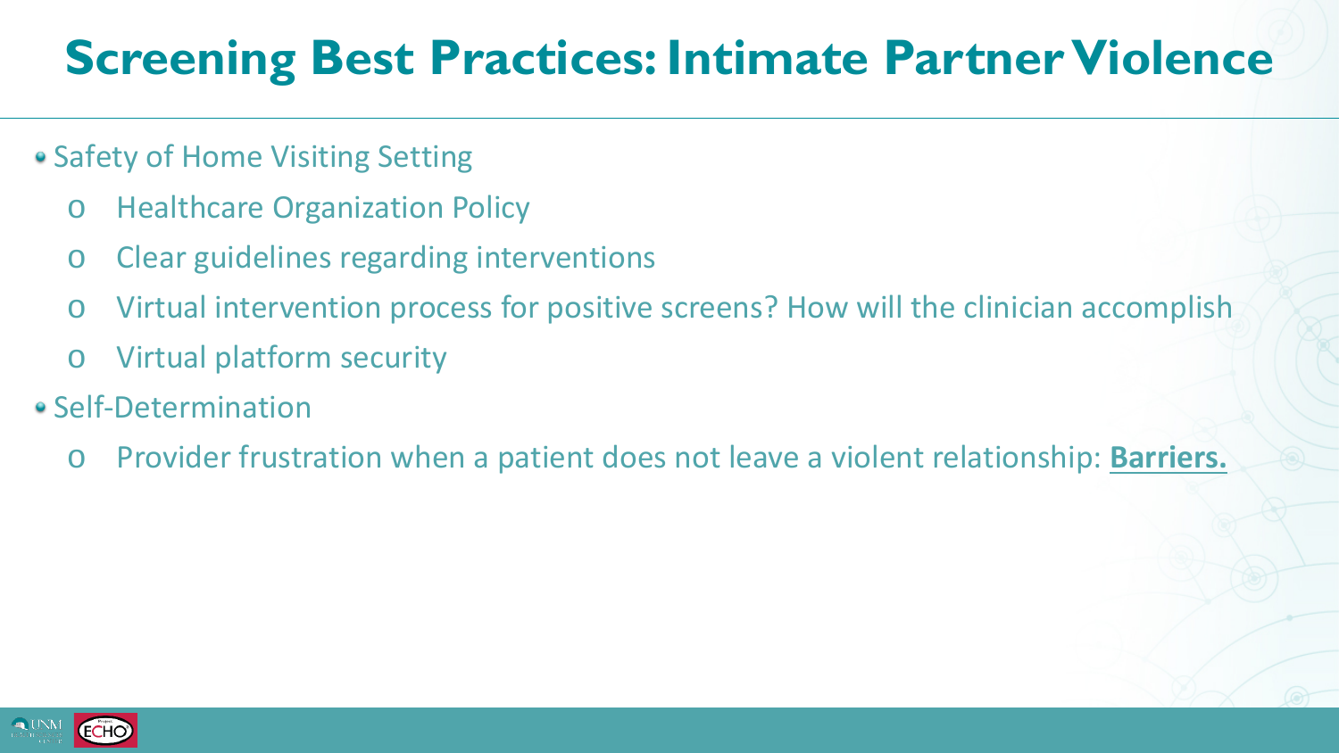# Screening Best Practices: Intimate Partner Violence

- Safety of Home Visiting Setting
  - Healthcare Organization Policy
  - Clear guidelines regarding interventions
  - Virtual intervention process for positive screens? How will the clinician accomplish
  - Virtual platform security
- Self-Determination
  - Provider frustration when a patient does not leave a violent relationship: **Barriers.**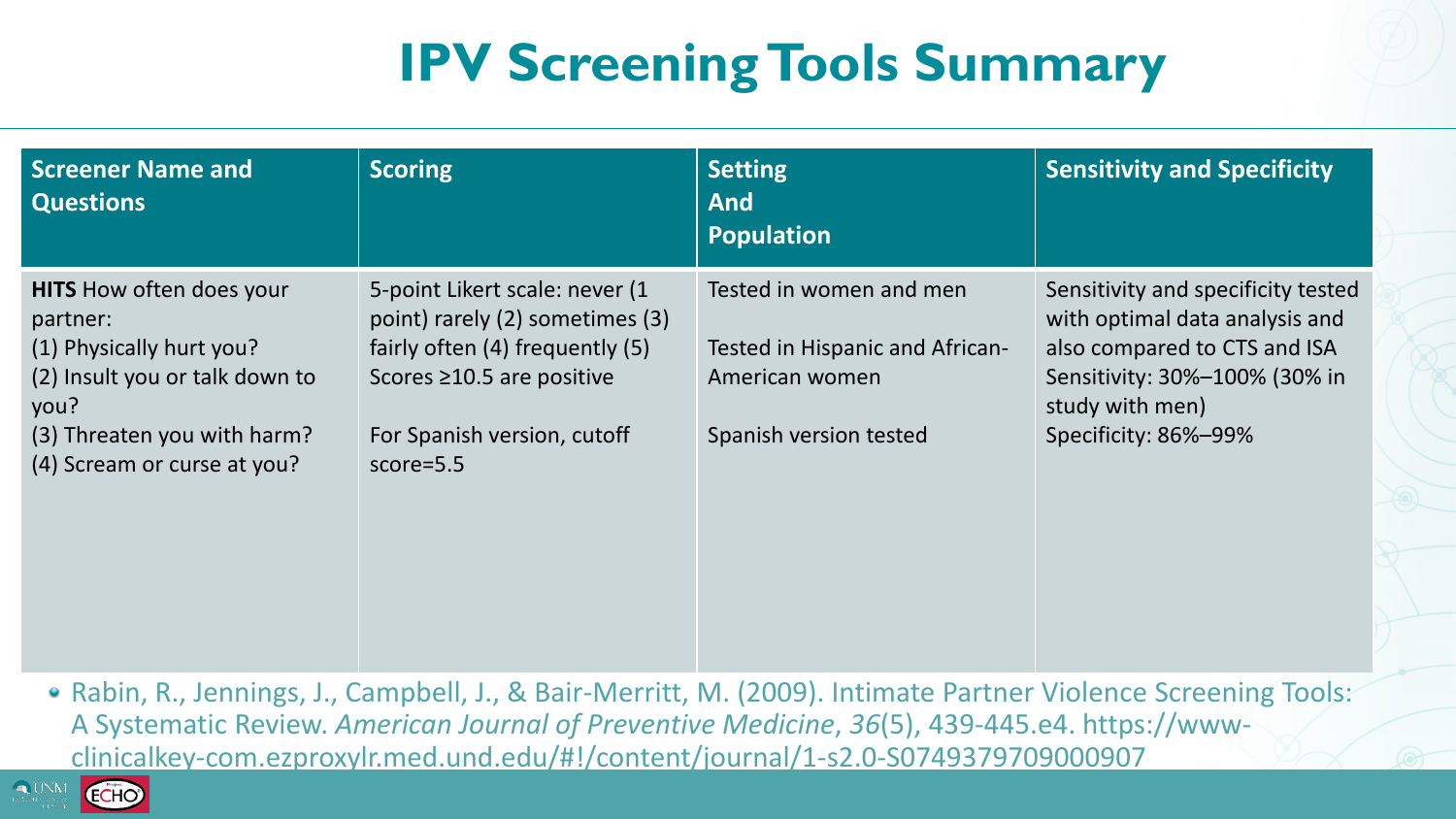# IPV Screening Tools Summary

| Screener Name and Questions | Scoring | Setting And Population | Sensitivity and Specificity |
|---|---|---|---|
| **HITS** How often does your partner:<br>(1) Physically hurt you?<br>(2) Insult you or talk down to you?<br>(3) Threaten you with harm?<br>(4) Scream or curse at you? | 5-point Likert scale: never (1 point) rarely (2) sometimes (3) fairly often (4) frequently (5) Scores ≥10.5 are positive<br><br>For Spanish version, cutoff score=5.5 | Tested in women and men<br><br>Tested in Hispanic and African-American women<br><br>Spanish version tested | Sensitivity and specificity tested with optimal data analysis and also compared to CTS and ISA<br>Sensitivity: 30%–100% (30% in study with men)<br>Specificity: 86%–99% |

- Rabin, R., Jennings, J., Campbell, J., & Bair-Merritt, M. (2009). Intimate Partner Violence Screening Tools: A Systematic Review. *American Journal of Preventive Medicine*, *36*(5), 439-445.e4. https://www-clinicalkey-com.ezproxylr.med.und.edu/#!/content/journal/1-s2.0-S0749379709000907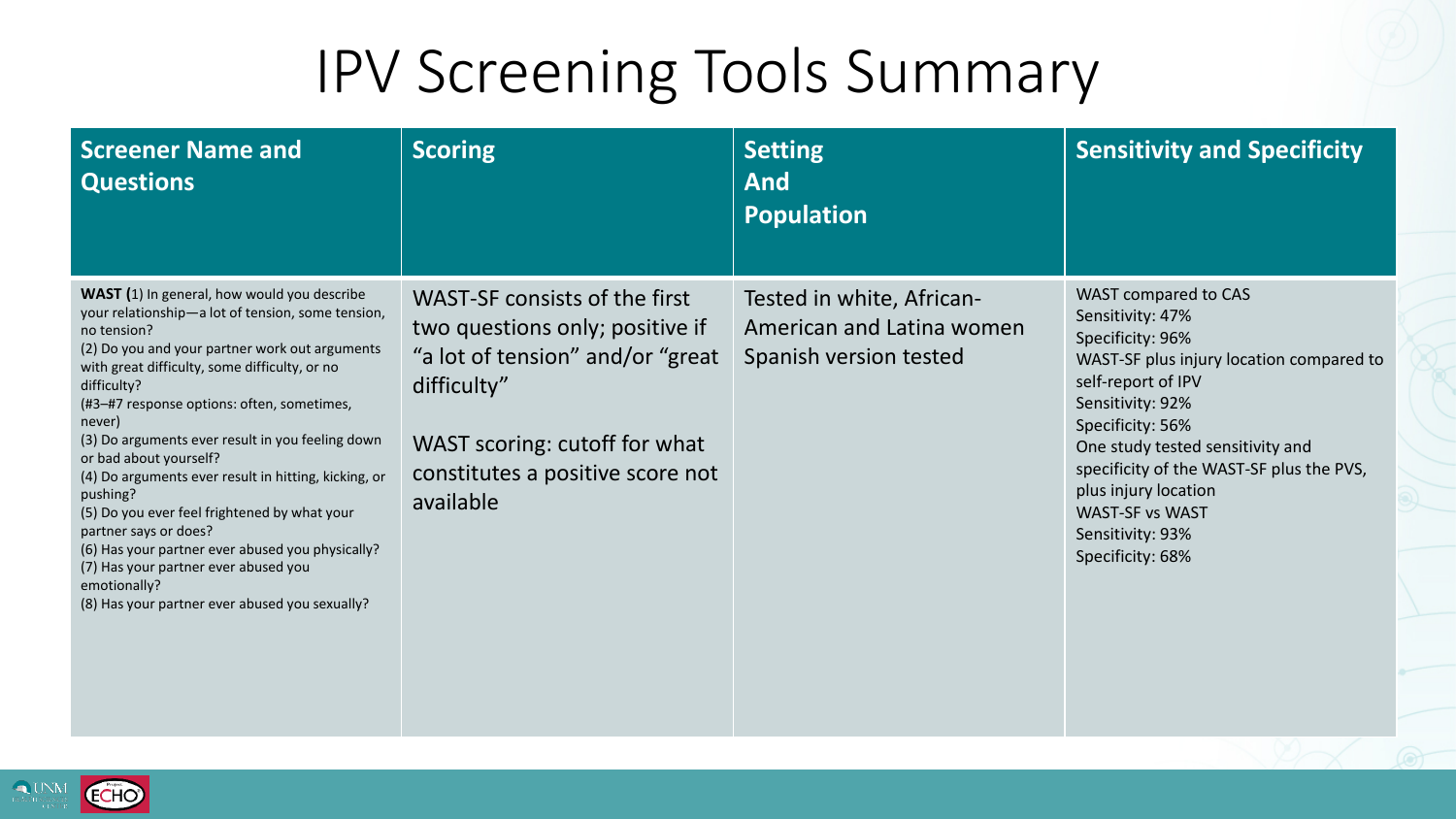# IPV Screening Tools Summary

| Screener Name and Questions | Scoring | Setting And Population | Sensitivity and Specificity |
|---|---|---|---|
| **WAST (**1) In general, how would you describe your relationship—a lot of tension, some tension, no tension?<br>(2) Do you and your partner work out arguments with great difficulty, some difficulty, or no difficulty?<br>(#3–#7 response options: often, sometimes, never)<br>(3) Do arguments ever result in you feeling down or bad about yourself?<br>(4) Do arguments ever result in hitting, kicking, or pushing?<br>(5) Do you ever feel frightened by what your partner says or does?<br>(6) Has your partner ever abused you physically?<br>(7) Has your partner ever abused you emotionally?<br>(8) Has your partner ever abused you sexually? | WAST-SF consists of the first two questions only; positive if "a lot of tension" and/or "great difficulty"<br><br>WAST scoring: cutoff for what constitutes a positive score not available | Tested in white, African-American and Latina women<br>Spanish version tested | WAST compared to CAS<br>Sensitivity: 47%<br>Specificity: 96%<br>WAST-SF plus injury location compared to self-report of IPV<br>Sensitivity: 92%<br>Specificity: 56%<br>One study tested sensitivity and specificity of the WAST-SF plus the PVS, plus injury location<br>WAST-SF vs WAST<br>Sensitivity: 93%<br>Specificity: 68% |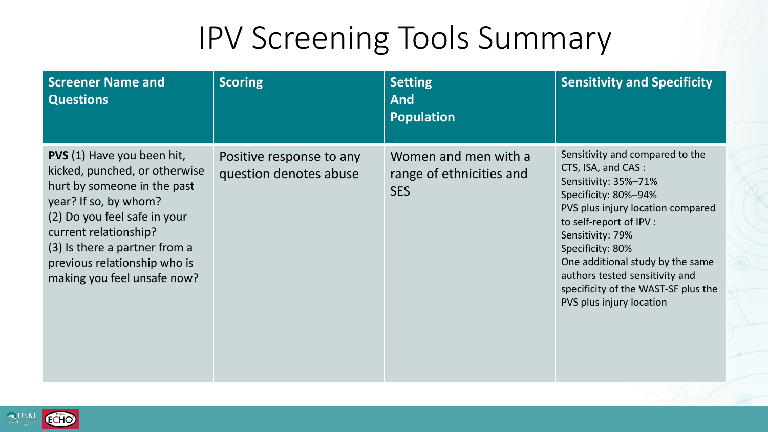# IPV Screening Tools Summary

| Screener Name and Questions | Scoring | Setting And Population | Sensitivity and Specificity |
|---|---|---|---|
| **PVS** (1) Have you been hit, kicked, punched, or otherwise hurt by someone in the past year? If so, by whom? (2) Do you feel safe in your current relationship? (3) Is there a partner from a previous relationship who is making you feel unsafe now? | Positive response to any question denotes abuse | Women and men with a range of ethnicities and SES | Sensitivity and compared to the CTS, ISA, and CAS : Sensitivity: 35%–71% Specificity: 80%–94% PVS plus injury location compared to self-report of IPV : Sensitivity: 79% Specificity: 80% One additional study by the same authors tested sensitivity and specificity of the WAST-SF plus the PVS plus injury location |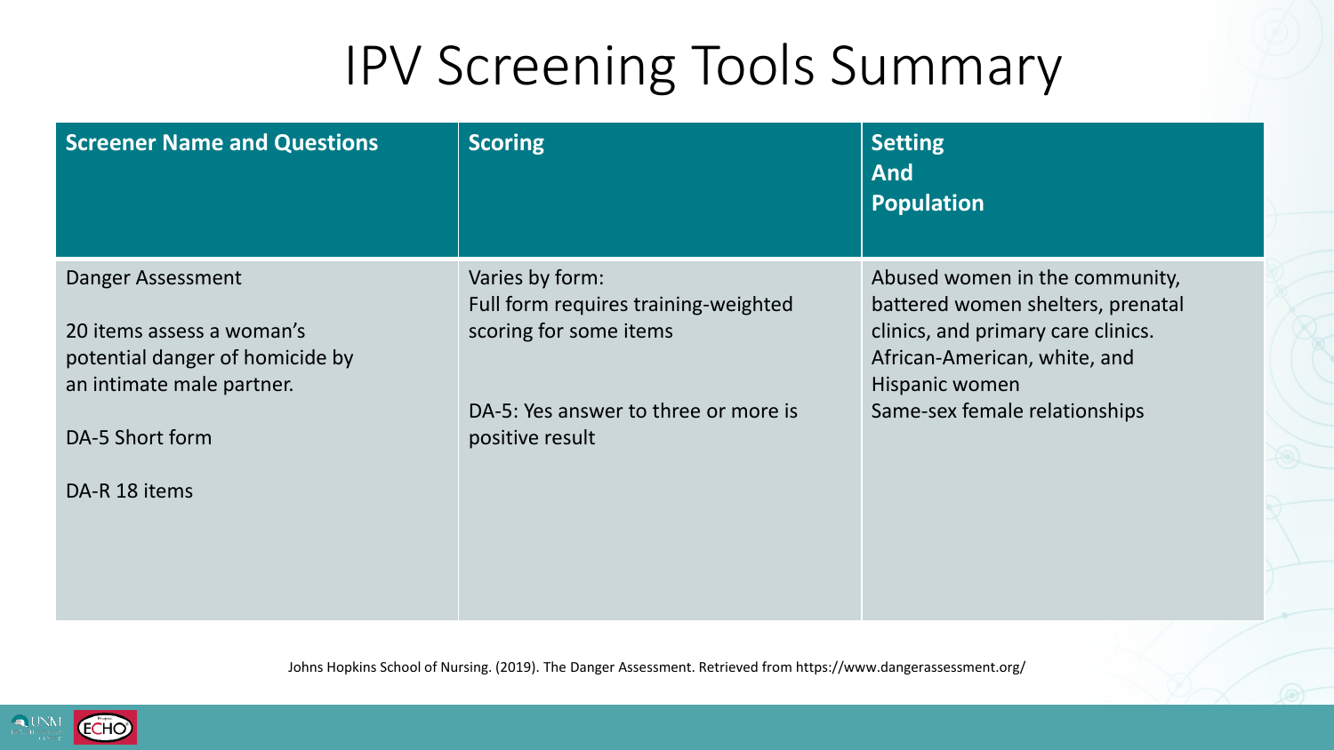# IPV Screening Tools Summary

| Screener Name and Questions | Scoring | Setting And Population |
|---|---|---|
| Danger Assessment<br><br>20 items assess a woman's potential danger of homicide by an intimate male partner.<br><br>DA-5 Short form<br><br>DA-R 18 items | Varies by form:<br>Full form requires training-weighted scoring for some items<br><br>DA-5: Yes answer to three or more is positive result | Abused women in the community, battered women shelters, prenatal clinics, and primary care clinics. African-American, white, and Hispanic women<br>Same-sex female relationships |

Johns Hopkins School of Nursing. (2019). The Danger Assessment. Retrieved from https://www.dangerassessment.org/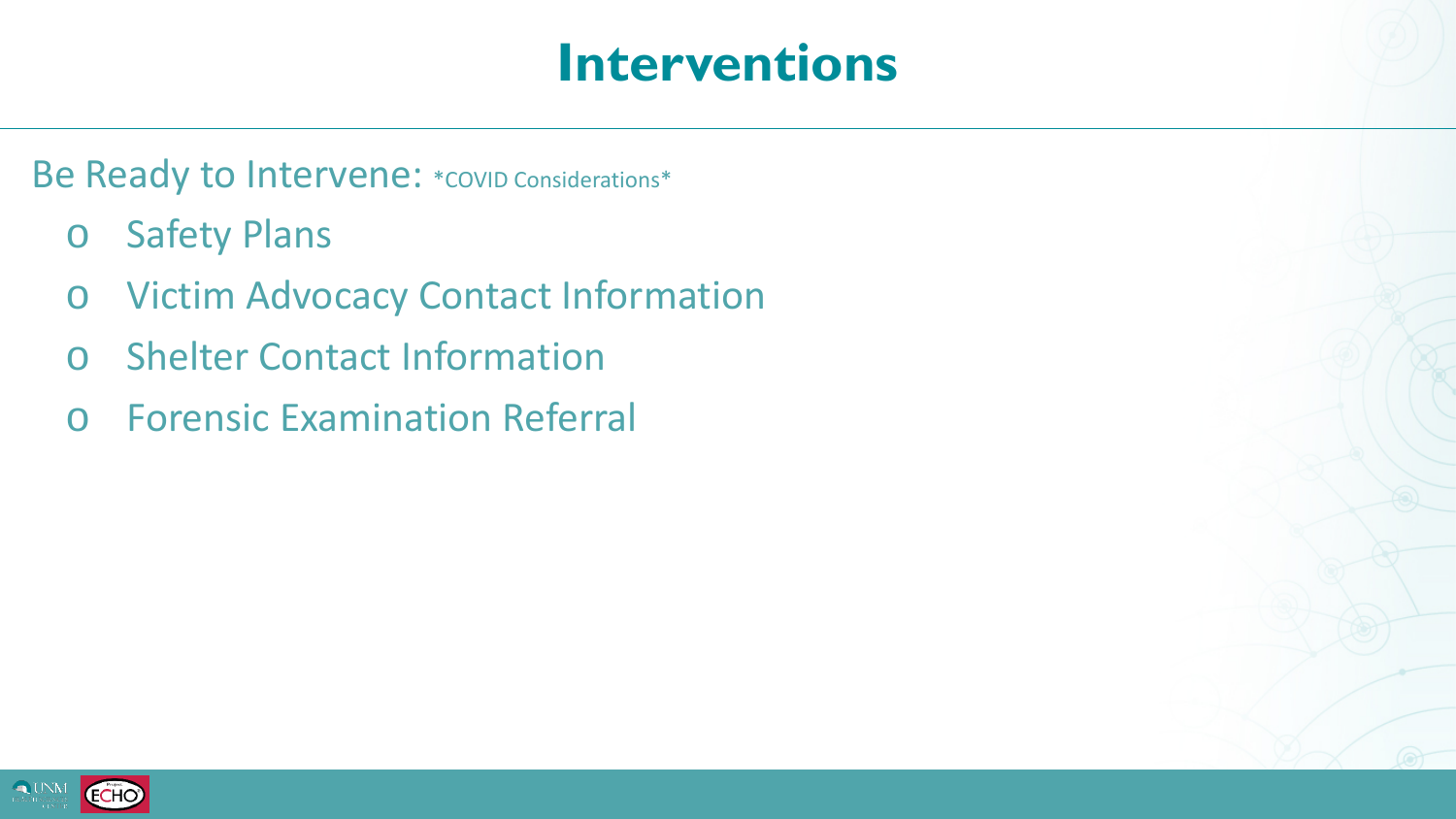# Interventions

Be Ready to Intervene: *COVID Considerations*

- Safety Plans
- Victim Advocacy Contact Information
- Shelter Contact Information
- Forensic Examination Referral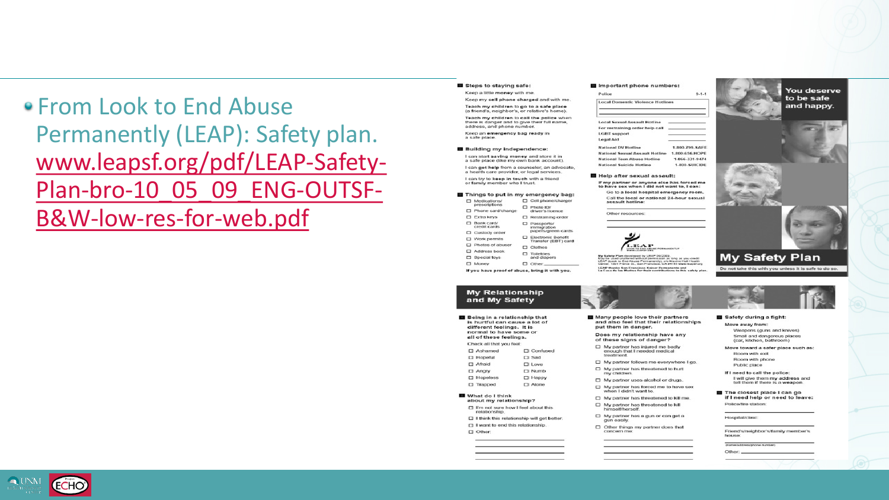- From Look to End Abuse Permanently (LEAP): Safety plan. www.leapsf.org/pdf/LEAP-Safety-Plan-bro-10_05_09_ENG-OUTSF-B&W-low-res-for-web.pdf

**Steps to staying safe:**

Keep a little **money** with me.

Keep my **cell phone charged** and with me.

**Teach my children** to go to a safe place (a friend's, neighbor's, or relative's home).

**Teach my children to call the police** when there is danger and to give their full name, address, and phone number.

Keep an **emergency bag ready** in a safe place.

**Building my independence:**

I can start **saving money** and store it in a safe place (like my own bank account).

I can **get help** from a counselor, an advocate, a health care provider, or legal services.

I can try to **keep in touch** with a friend or family member who I trust.

**Things to put in my emergency bag:**

- ☐ Medications/prescriptions
- ☐ Phone card/change
- ☐ Extra keys
- ☐ Bank card/credit cards
- ☐ Custody order
- ☐ Work permits
- ☐ Photos of abuser
- ☐ Address book
- ☐ Special toys
- ☐ Money
- ☐ Cell phone/charger
- ☐ Photo ID/driver's license
- ☐ Restraining order
- ☐ Passports/immigration papers/green cards
- ☐ Electronic Benefit Transfer (EBT) card
- ☐ Clothes
- ☐ Toiletries and diapers
- ☐ Other ______

**If you have proof of abuse, bring it with you.**

**Important phone numbers:**

| | |
|---|---|
| Police | 9-1-1 |
| Local Domestic Violence Hotlines | |
| Local Sexual Assault Hotline | |
| For restraining order help call | |
| LGBT support | |
| Legal Aid | |
| National DV Hotline | 1.800.799.SAFE |
| National Sexual Assault Hotline | 1.800.656.HOPE |
| National Teen Abuse Hotline | 1-866-331-9474 |
| National Suicide Hotline | 1-800-SUICIDE |

**Help after sexual assault:**

**If my partner or anyone else has forced me to have sex when I did not want to, I can:**

Go to a **local hospital emergency room.**

Call the local or national 24-hour sexual assault hotline:

Other resources:

LEAP — Look to End Abuse Permanently

My Safety Plan developed by LEAP 09/2009. May be used unaltered without permission as long as you credit LEAP (Look to End Abuse Permanently), c/o Naomi Hall Health Center, 1001 Pierce St., San Francisco, CA 94115 www.leapsf.org

LEAP thanks San Francisco Kaiser Permanente and La Casa de las Madres for their contributions to this safety plan.

You deserve to be safe and happy.

# My Safety Plan

Do not take this with you unless it is safe to do so.

## My Relationship and My Safety

**Being in a relationship that is hurtful can cause a lot of different feelings. It is normal to have some or all of these feelings.**

Check all that you feel:

- ☐ Ashamed
- ☐ Hopeful
- ☐ Afraid
- ☐ Angry
- ☐ Hopeless
- ☐ Trapped
- ☐ Confused
- ☐ Sad
- ☐ Love
- ☐ Numb
- ☐ Happy
- ☐ Alone

**What do I think about my relationship?**

- ☐ I'm not sure how I feel about this relationship.
- ☐ I think this relationship will get better.
- ☐ I want to end this relationship.
- ☐ Other:

**Many people love their partners and also feel that their relationships put them in danger.**

**Does my relationship have any of these signs of danger?**

- ☐ My partner has injured me badly enough that I needed medical treatment.
- ☐ My partner follows me everywhere I go.
- ☐ My partner has threatened to hurt my children.
- ☐ My partner uses alcohol or drugs.
- ☐ My partner has forced me to have sex when I didn't want to.
- ☐ My partner has threatened to kill me.
- ☐ My partner has threatened to kill himself/herself.
- ☐ My partner has a gun or can get a gun easily.
- ☐ Other things my partner does that concern me:

**Safety during a fight:**

**Move away from:**

Weapons (guns and knives)

Small and dangerous places (car, kitchen, bathroom)

**Move toward a safer place such as:**

Room with exit

Room with phone

Public place

**If I need to call the police:**

I will give them my address and tell them if there is a weapon.

**The closest place I can go if I need help or need to leave:**

Police/fire station:

Hospital/clinic:

Friend's/neighbor's/family member's house:

(name/address/phone number)

Other: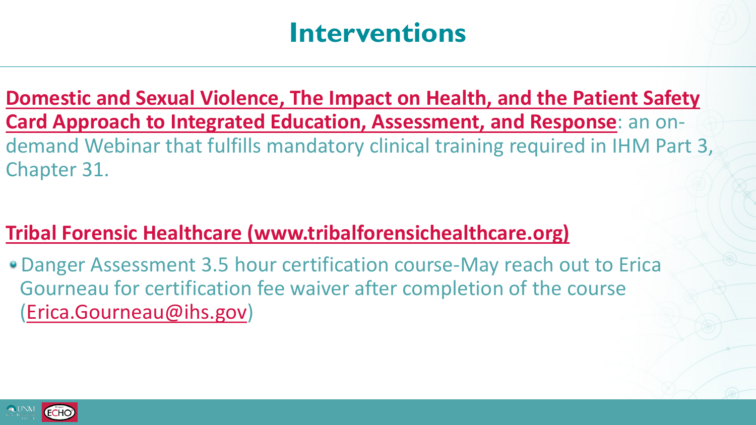# Interventions

**Domestic and Sexual Violence, The Impact on Health, and the Patient Safety Card Approach to Integrated Education, Assessment, and Response**: an on-demand Webinar that fulfills mandatory clinical training required in IHM Part 3, Chapter 31.

**Tribal Forensic Healthcare (www.tribalforensichealthcare.org)**

- Danger Assessment 3.5 hour certification course-May reach out to Erica Gourneau for certification fee waiver after completion of the course (Erica.Gourneau@ihs.gov)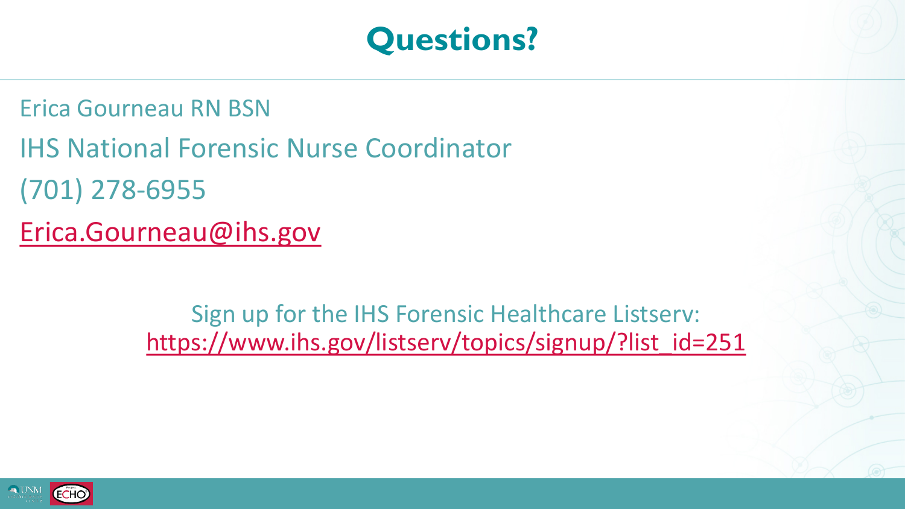# Questions?

Erica Gourneau RN BSN

IHS National Forensic Nurse Coordinator

(701) 278-6955

Erica.Gourneau@ihs.gov

Sign up for the IHS Forensic Healthcare Listserv:
https://www.ihs.gov/listserv/topics/signup/?list_id=251